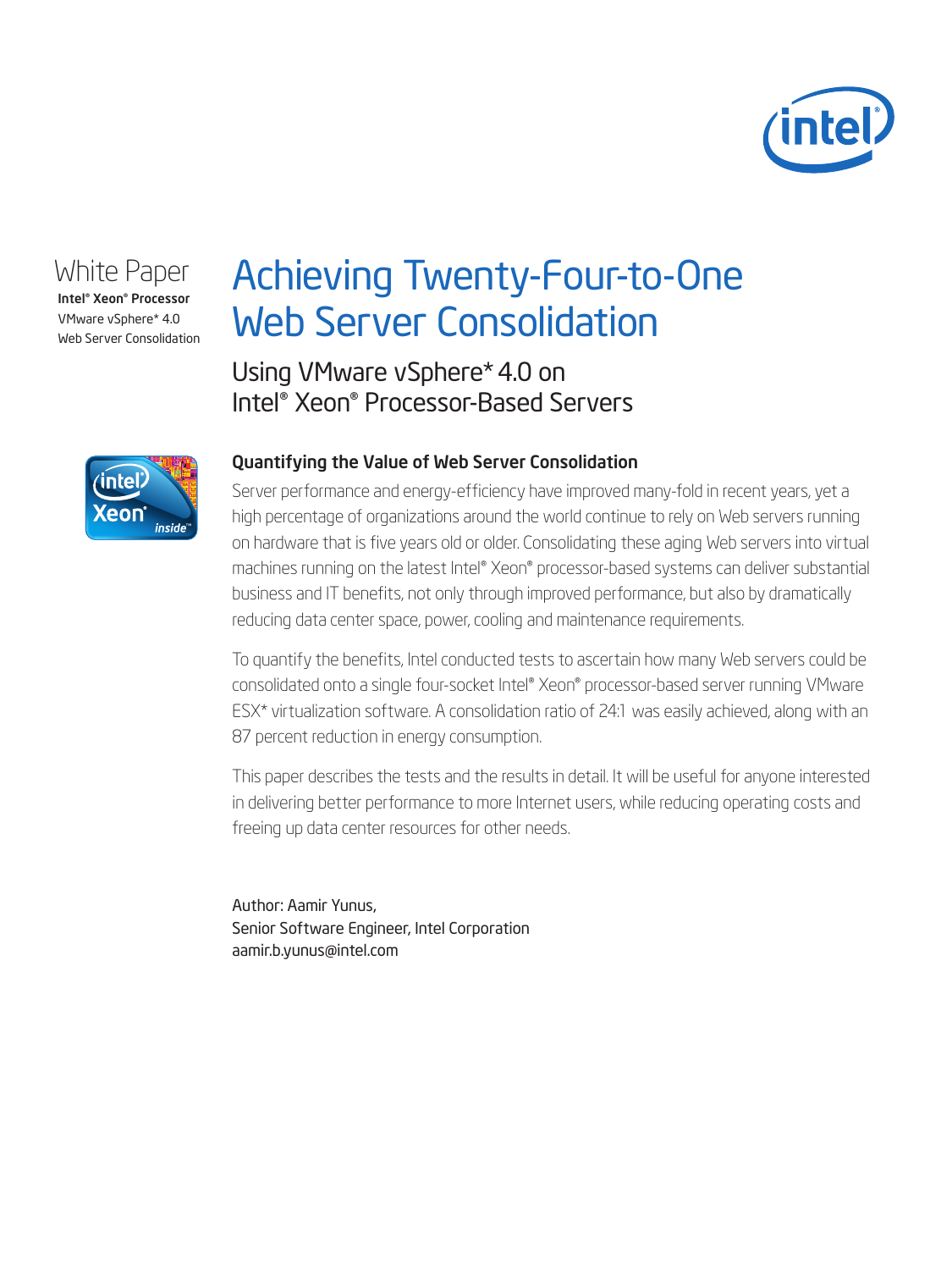White Paper
**Intel® Xeon® Processor**
VMware vSphere* 4.0
Web Server Consolidation

# Achieving Twenty-Four-to-One Web Server Consolidation

## Using VMware vSphere* 4.0 on Intel® Xeon® Processor-Based Servers

### Quantifying the Value of Web Server Consolidation

Server performance and energy-efficiency have improved many-fold in recent years, yet a high percentage of organizations around the world continue to rely on Web servers running on hardware that is five years old or older. Consolidating these aging Web servers into virtual machines running on the latest Intel® Xeon® processor-based systems can deliver substantial business and IT benefits, not only through improved performance, but also by dramatically reducing data center space, power, cooling and maintenance requirements.

To quantify the benefits, Intel conducted tests to ascertain how many Web servers could be consolidated onto a single four-socket Intel® Xeon® processor-based server running VMware ESX* virtualization software. A consolidation ratio of 24:1 was easily achieved, along with an 87 percent reduction in energy consumption.

This paper describes the tests and the results in detail. It will be useful for anyone interested in delivering better performance to more Internet users, while reducing operating costs and freeing up data center resources for other needs.

Author: Aamir Yunus,
Senior Software Engineer, Intel Corporation
aamir.b.yunus@intel.com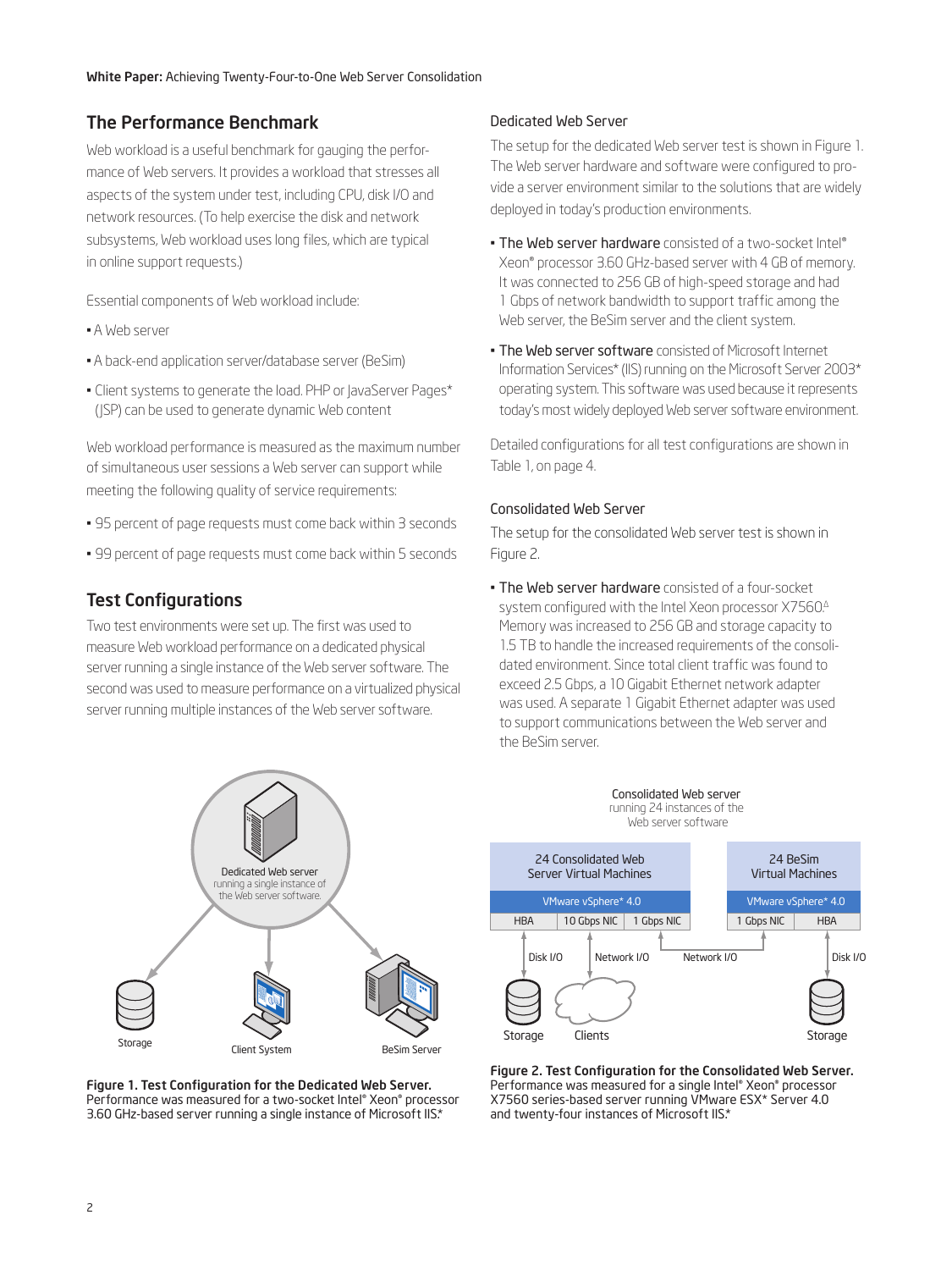## The Performance Benchmark

Web workload is a useful benchmark for gauging the performance of Web servers. It provides a workload that stresses all aspects of the system under test, including CPU, disk I/O and network resources. (To help exercise the disk and network subsystems, Web workload uses long files, which are typical in online support requests.)

Essential components of Web workload include:

- A Web server
- A back-end application server/database server (BeSim)
- Client systems to generate the load. PHP or JavaServer Pages* (JSP) can be used to generate dynamic Web content

Web workload performance is measured as the maximum number of simultaneous user sessions a Web server can support while meeting the following quality of service requirements:

- 95 percent of page requests must come back within 3 seconds
- 99 percent of page requests must come back within 5 seconds

## Test Configurations

Two test environments were set up. The first was used to measure Web workload performance on a dedicated physical server running a single instance of the Web server software. The second was used to measure performance on a virtualized physical server running multiple instances of the Web server software.

### Dedicated Web Server

The setup for the dedicated Web server test is shown in Figure 1. The Web server hardware and software were configured to provide a server environment similar to the solutions that are widely deployed in today's production environments.

- **The Web server hardware** consisted of a two-socket Intel® Xeon® processor 3.60 GHz-based server with 4 GB of memory. It was connected to 256 GB of high-speed storage and had 1 Gbps of network bandwidth to support traffic among the Web server, the BeSim server and the client system.
- **The Web server software** consisted of Microsoft Internet Information Services* (IIS) running on the Microsoft Server 2003* operating system. This software was used because it represents today's most widely deployed Web server software environment.

Detailed configurations for all test configurations are shown in Table 1, on page 4.

### Consolidated Web Server

The setup for the consolidated Web server test is shown in Figure 2.

- **The Web server hardware** consisted of a four-socket system configured with the Intel Xeon processor X7560.[Δ] Memory was increased to 256 GB and storage capacity to 1.5 TB to handle the increased requirements of the consolidated environment. Since total client traffic was found to exceed 2.5 Gbps, a 10 Gigabit Ethernet network adapter was used. A separate 1 Gigabit Ethernet adapter was used to support communications between the Web server and the BeSim server.

Dedicated Web server running a single instance of the Web server software.

Storage — Client System — BeSim Server

**Figure 1. Test Configuration for the Dedicated Web Server.** Performance was measured for a two-socket Intel® Xeon® processor 3.60 GHz-based server running a single instance of Microsoft IIS.*

Consolidated Web server running 24 instances of the Web server software

| 24 Consolidated Web Server Virtual Machines | | | 24 BeSim Virtual Machines | |
|---|---|---|---|---|
| VMware vSphere* 4.0 | | | VMware vSphere* 4.0 | |
| HBA | 10 Gbps NIC | 1 Gbps NIC | 1 Gbps NIC | HBA |

Disk I/O — Network I/O — Network I/O — Disk I/O

Storage — Clients — Storage

**Figure 2. Test Configuration for the Consolidated Web Server.** Performance was measured for a single Intel® Xeon® processor X7560 series-based server running VMware ESX* Server 4.0 and twenty-four instances of Microsoft IIS.*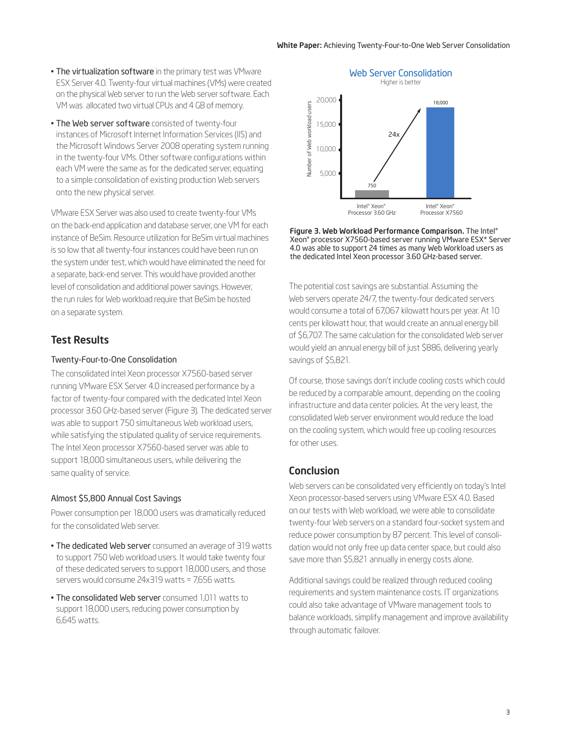- **The virtualization software** in the primary test was VMware ESX Server 4.0. Twenty-four virtual machines (VMs) were created on the physical Web server to run the Web server software. Each VM was allocated two virtual CPUs and 4 GB of memory.
- **The Web server software** consisted of twenty-four instances of Microsoft Internet Information Services (IIS) and the Microsoft Windows Server 2008 operating system running in the twenty-four VMs. Other software configurations within each VM were the same as for the dedicated server, equating to a simple consolidation of existing production Web servers onto the new physical server.

VMware ESX Server was also used to create twenty-four VMs on the back-end application and database server, one VM for each instance of BeSim. Resource utilization for BeSim virtual machines is so low that all twenty-four instances could have been run on the system under test, which would have eliminated the need for a separate, back-end server. This would have provided another level of consolidation and additional power savings. However, the run rules for Web workload require that BeSim be hosted on a separate system.

## Test Results

### Twenty-Four-to-One Consolidation

The consolidated Intel Xeon processor X7560-based server running VMware ESX Server 4.0 increased performance by a factor of twenty-four compared with the dedicated Intel Xeon processor 3.60 GHz-based server (Figure 3). The dedicated server was able to support 750 simultaneous Web workload users, while satisfying the stipulated quality of service requirements. The Intel Xeon processor X7560-based server was able to support 18,000 simultaneous users, while delivering the same quality of service.

### Almost $5,800 Annual Cost Savings

Power consumption per 18,000 users was dramatically reduced for the consolidated Web server.

- **The dedicated Web server** consumed an average of 319 watts to support 750 Web workload users. It would take twenty four of these dedicated servers to support 18,000 users, and those servers would consume 24x319 watts = 7,656 watts.
- **The consolidated Web server** consumed 1,011 watts to support 18,000 users, reducing power consumption by 6,645 watts.

**Web Server Consolidation**
Higher is better

| | Intel® Xeon® Processor 3.60 GHz | Intel® Xeon® Processor X7560 |
|---|---|---|
| Number of Web workload users | 750 | 18,000 |

24x

**Figure 3. Web Workload Performance Comparison.** The Intel® Xeon® processor X7560-based server running VMware ESX* Server 4.0 was able to support 24 times as many Web Workload users as the dedicated Intel Xeon processor 3.60 GHz-based server.

The potential cost savings are substantial. Assuming the Web servers operate 24/7, the twenty-four dedicated servers would consume a total of 67,067 kilowatt hours per year. At 10 cents per kilowatt hour, that would create an annual energy bill of $6,707. The same calculation for the consolidated Web server would yield an annual energy bill of just $886, delivering yearly savings of $5,821.

Of course, those savings don't include cooling costs which could be reduced by a comparable amount, depending on the cooling infrastructure and data center policies. At the very least, the consolidated Web server environment would reduce the load on the cooling system, which would free up cooling resources for other uses.

## Conclusion

Web servers can be consolidated very efficiently on today's Intel Xeon processor-based servers using VMware ESX 4.0. Based on our tests with Web workload, we were able to consolidate twenty-four Web servers on a standard four-socket system and reduce power consumption by 87 percent. This level of consolidation would not only free up data center space, but could also save more than $5,821 annually in energy costs alone.

Additional savings could be realized through reduced cooling requirements and system maintenance costs. IT organizations could also take advantage of VMware management tools to balance workloads, simplify management and improve availability through automatic failover.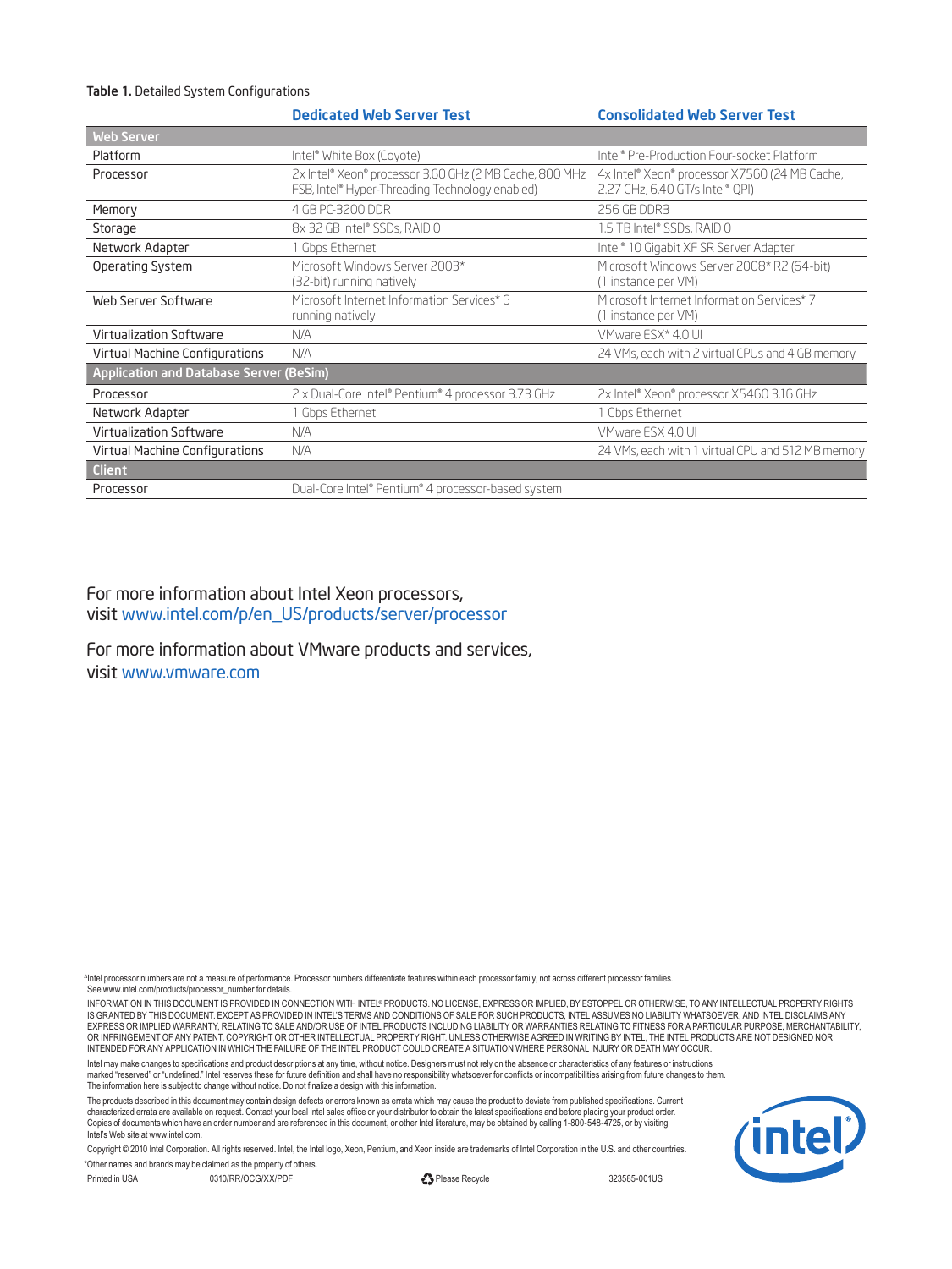**Table 1.** Detailed System Configurations

| | Dedicated Web Server Test | Consolidated Web Server Test |
|---|---|---|
| **Web Server** | | |
| Platform | Intel® White Box (Coyote) | Intel® Pre-Production Four-socket Platform |
| Processor | 2x Intel® Xeon® processor 3.60 GHz (2 MB Cache, 800 MHz FSB, Intel® Hyper-Threading Technology enabled) | 4x Intel® Xeon® processor X7560 (24 MB Cache, 2.27 GHz, 6.40 GT/s Intel® QPI) |
| Memory | 4 GB PC-3200 DDR | 256 GB DDR3 |
| Storage | 8x 32 GB Intel® SSDs, RAID 0 | 1.5 TB Intel® SSDs, RAID 0 |
| Network Adapter | 1 Gbps Ethernet | Intel® 10 Gigabit XF SR Server Adapter |
| Operating System | Microsoft Windows Server 2003* (32-bit) running natively | Microsoft Windows Server 2008* R2 (64-bit) (1 instance per VM) |
| Web Server Software | Microsoft Internet Information Services* 6 running natively | Microsoft Internet Information Services* 7 (1 instance per VM) |
| Virtualization Software | N/A | VMware ESX* 4.0 UI |
| Virtual Machine Configurations | N/A | 24 VMs, each with 2 virtual CPUs and 4 GB memory |
| **Application and Database Server (BeSim)** | | |
| Processor | 2 x Dual-Core Intel® Pentium® 4 processor 3.73 GHz | 2x Intel® Xeon® processor X5460 3.16 GHz |
| Network Adapter | 1 Gbps Ethernet | 1 Gbps Ethernet |
| Virtualization Software | N/A | VMware ESX 4.0 UI |
| Virtual Machine Configurations | N/A | 24 VMs, each with 1 virtual CPU and 512 MB memory |
| **Client** | | |
| Processor | Dual-Core Intel® Pentium® 4 processor-based system | |

For more information about Intel Xeon processors, visit www.intel.com/p/en_US/products/server/processor

For more information about VMware products and services, visit www.vmware.com

^Intel processor numbers are not a measure of performance. Processor numbers differentiate features within each processor family, not across different processor families. See www.intel.com/products/processor_number for details.

INFORMATION IN THIS DOCUMENT IS PROVIDED IN CONNECTION WITH INTEL® PRODUCTS. NO LICENSE, EXPRESS OR IMPLIED, BY ESTOPPEL OR OTHERWISE, TO ANY INTELLECTUAL PROPERTY RIGHTS IS GRANTED BY THIS DOCUMENT. EXCEPT AS PROVIDED IN INTEL'S TERMS AND CONDITIONS OF SALE FOR SUCH PRODUCTS, INTEL ASSUMES NO LIABILITY WHATSOEVER, AND INTEL DISCLAIMS ANY EXPRESS OR IMPLIED WARRANTY, RELATING TO SALE AND/OR USE OF INTEL PRODUCTS INCLUDING LIABILITY OR WARRANTIES RELATING TO FITNESS FOR A PARTICULAR PURPOSE, MERCHANTABILITY, OR INFRINGEMENT OF ANY PATENT, COPYRIGHT OR OTHER INTELLECTUAL PROPERTY RIGHT. UNLESS OTHERWISE AGREED IN WRITING BY INTEL, THE INTEL PRODUCTS ARE NOT DESIGNED NOR INTENDED FOR ANY APPLICATION IN WHICH THE FAILURE OF THE INTEL PRODUCT COULD CREATE A SITUATION WHERE PERSONAL INJURY OR DEATH MAY OCCUR.

Intel may make changes to specifications and product descriptions at any time, without notice. Designers must not rely on the absence or characteristics of any features or instructions marked "reserved" or "undefined." Intel reserves these for future definition and shall have no responsibility whatsoever for conflicts or incompatibilities arising from future changes to them. The information here is subject to change without notice. Do not finalize a design with this information.

The products described in this document may contain design defects or errors known as errata which may cause the product to deviate from published specifications. Current characterized errata are available on request. Contact your local Intel sales office or your distributor to obtain the latest specifications and before placing your product order. Copies of documents which have an order number and are referenced in this document, or other Intel literature, may be obtained by calling 1-800-548-4725, or by visiting Intel's Web site at www.intel.com.

Copyright © 2010 Intel Corporation. All rights reserved. Intel, the Intel logo, Xeon, Pentium, and Xeon inside are trademarks of Intel Corporation in the U.S. and other countries.

*Other names and brands may be claimed as the property of others.

Printed in USA 0310/RR/OCG/XX/PDF Please Recycle 323585-001US